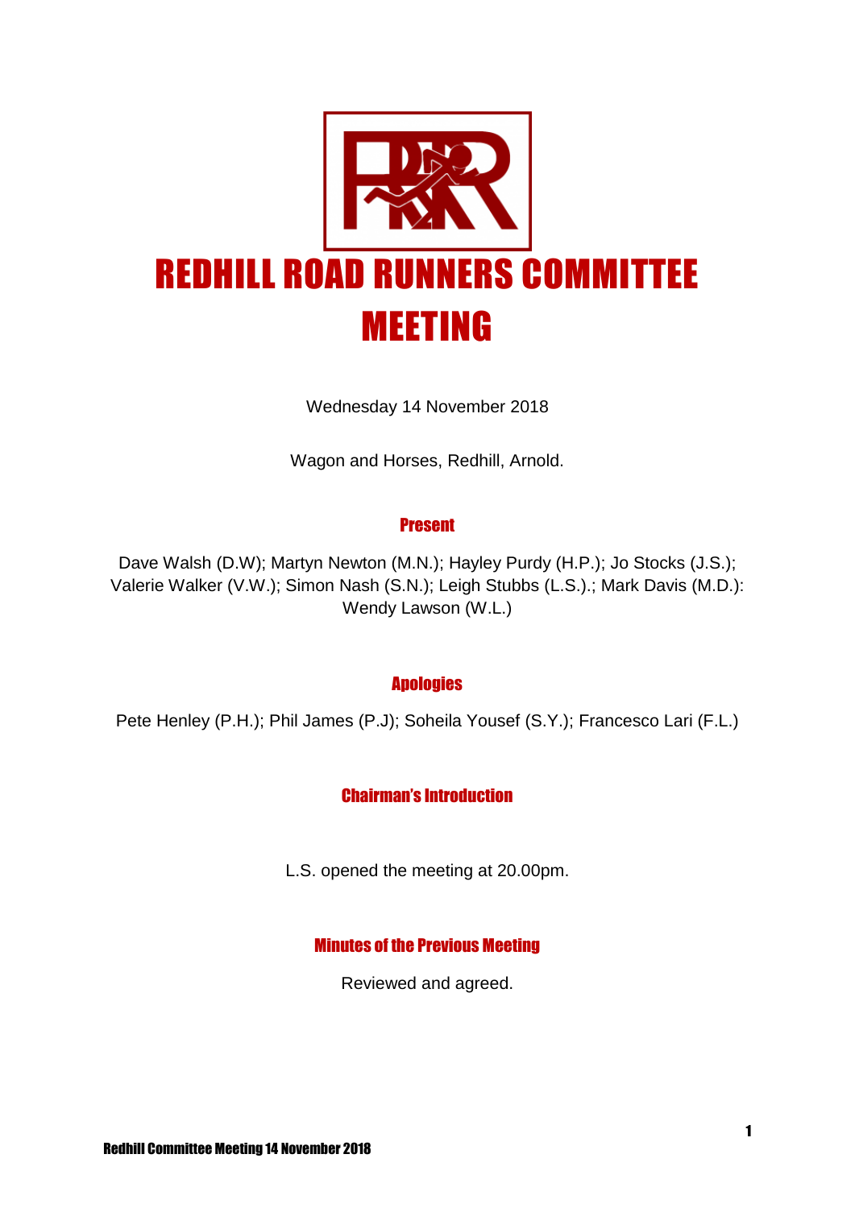# REDHILL ROAD RUNNERS COMMITTEE MEETING

Wednesday 14 November 2018

Wagon and Horses, Redhill, Arnold.

## Present

Dave Walsh (D.W); Martyn Newton (M.N.); Hayley Purdy (H.P.); Jo Stocks (J.S.); Valerie Walker (V.W.); Simon Nash (S.N.); Leigh Stubbs (L.S.).; Mark Davis (M.D.): Wendy Lawson (W.L.)

## Apologies

Pete Henley (P.H.); Phil James (P.J); Soheila Yousef (S.Y.); Francesco Lari (F.L.)

## Chairman's Introduction

L.S. opened the meeting at 20.00pm.

## Minutes of the Previous Meeting

Reviewed and agreed.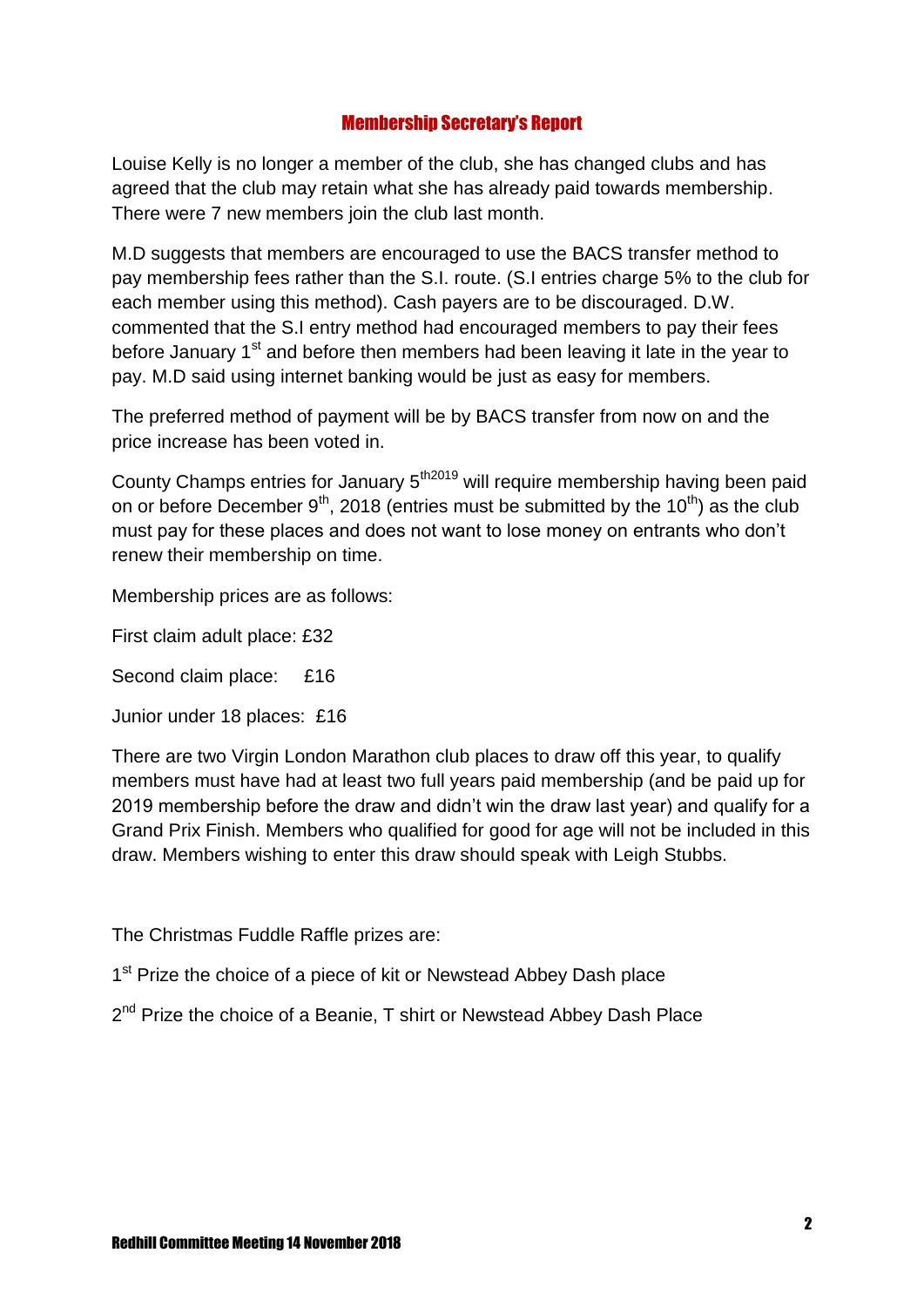## Membership Secretary's Report

Louise Kelly is no longer a member of the club, she has changed clubs and has agreed that the club may retain what she has already paid towards membership. There were 7 new members join the club last month.

M.D suggests that members are encouraged to use the BACS transfer method to pay membership fees rather than the S.I. route. (S.I entries charge 5% to the club for each member using this method). Cash payers are to be discouraged. D.W. commented that the S.I entry method had encouraged members to pay their fees before January 1st and before then members had been leaving it late in the year to pay. M.D said using internet banking would be just as easy for members.

The preferred method of payment will be by BACS transfer from now on and the price increase has been voted in.

County Champs entries for January 5th2019 will require membership having been paid on or before December 9th, 2018 (entries must be submitted by the 10th) as the club must pay for these places and does not want to lose money on entrants who don't renew their membership on time.

Membership prices are as follows:

First claim adult place: £32

Second claim place: £16

Junior under 18 places: £16

There are two Virgin London Marathon club places to draw off this year, to qualify members must have had at least two full years paid membership (and be paid up for 2019 membership before the draw and didn't win the draw last year) and qualify for a Grand Prix Finish. Members who qualified for good for age will not be included in this draw. Members wishing to enter this draw should speak with Leigh Stubbs.

The Christmas Fuddle Raffle prizes are:

1st Prize the choice of a piece of kit or Newstead Abbey Dash place

2nd Prize the choice of a Beanie, T shirt or Newstead Abbey Dash Place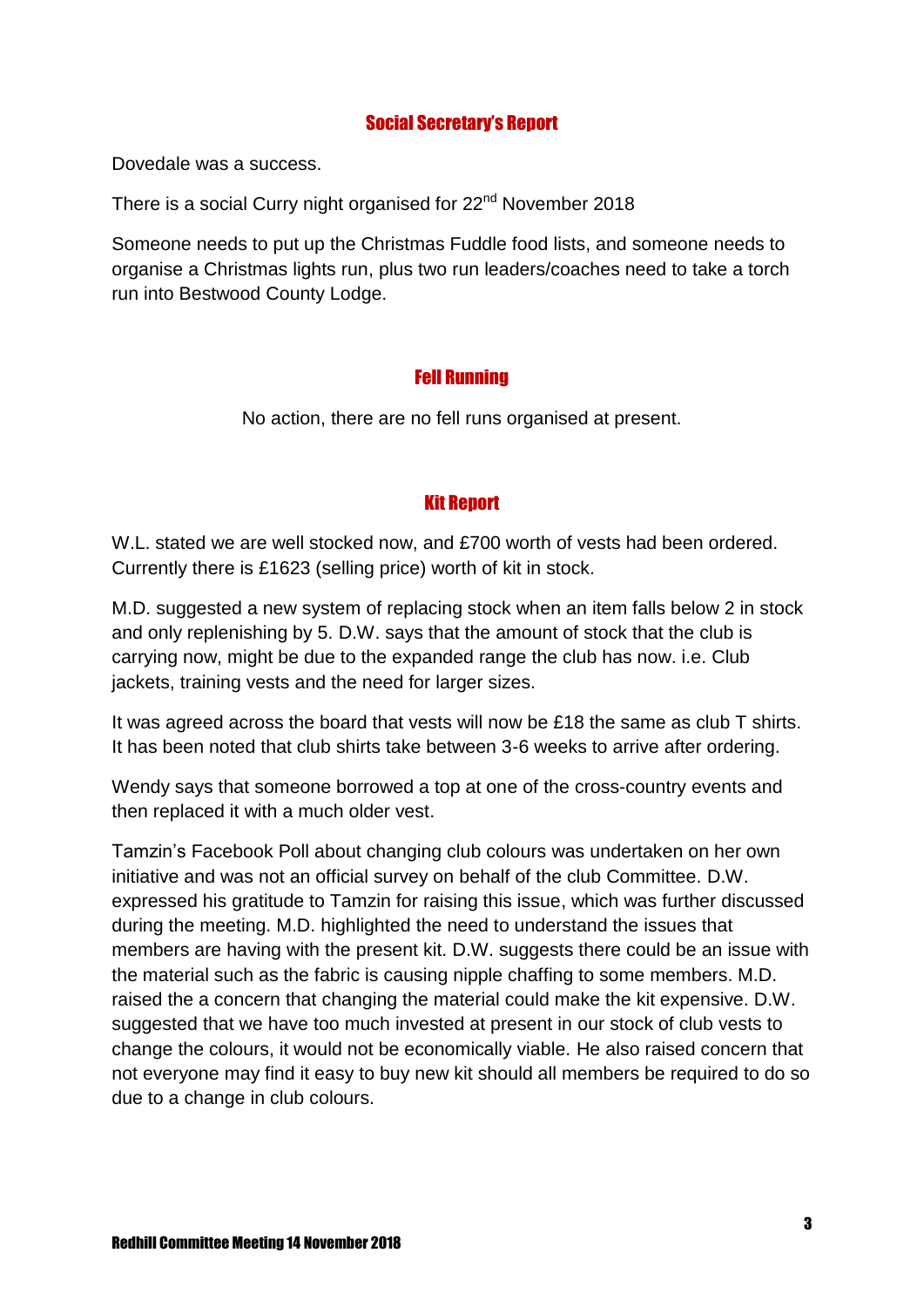## Social Secretary's Report

Dovedale was a success.

There is a social Curry night organised for 22nd November 2018

Someone needs to put up the Christmas Fuddle food lists, and someone needs to organise a Christmas lights run, plus two run leaders/coaches need to take a torch run into Bestwood County Lodge.

## Fell Running

No action, there are no fell runs organised at present.

## Kit Report

W.L. stated we are well stocked now, and £700 worth of vests had been ordered. Currently there is £1623 (selling price) worth of kit in stock.

M.D. suggested a new system of replacing stock when an item falls below 2 in stock and only replenishing by 5. D.W. says that the amount of stock that the club is carrying now, might be due to the expanded range the club has now. i.e. Club jackets, training vests and the need for larger sizes.

It was agreed across the board that vests will now be £18 the same as club T shirts. It has been noted that club shirts take between 3-6 weeks to arrive after ordering.

Wendy says that someone borrowed a top at one of the cross-country events and then replaced it with a much older vest.

Tamzin's Facebook Poll about changing club colours was undertaken on her own initiative and was not an official survey on behalf of the club Committee. D.W. expressed his gratitude to Tamzin for raising this issue, which was further discussed during the meeting. M.D. highlighted the need to understand the issues that members are having with the present kit. D.W. suggests there could be an issue with the material such as the fabric is causing nipple chaffing to some members. M.D. raised the a concern that changing the material could make the kit expensive. D.W. suggested that we have too much invested at present in our stock of club vests to change the colours, it would not be economically viable. He also raised concern that not everyone may find it easy to buy new kit should all members be required to do so due to a change in club colours.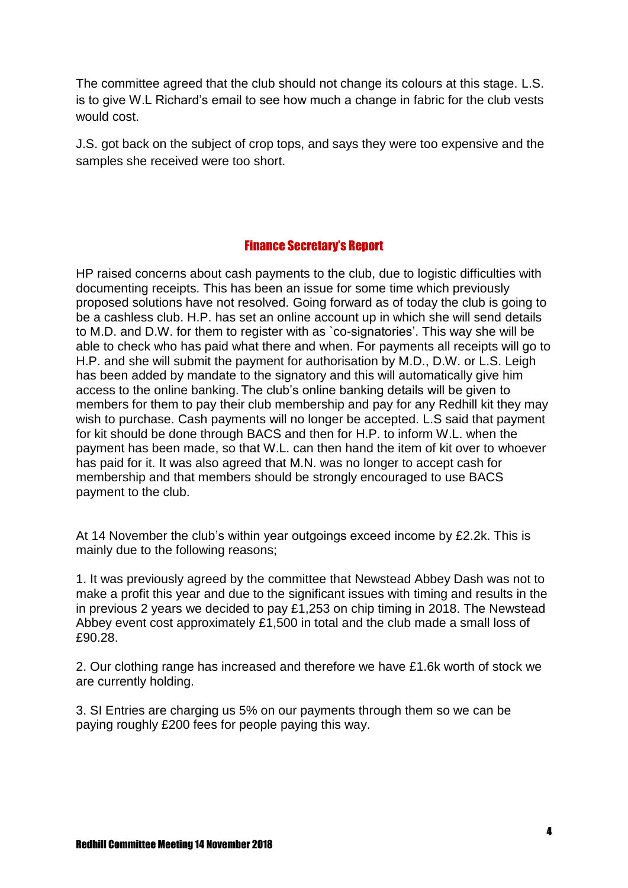The committee agreed that the club should not change its colours at this stage. L.S. is to give W.L Richard's email to see how much a change in fabric for the club vests would cost.

J.S. got back on the subject of crop tops, and says they were too expensive and the samples she received were too short.

## Finance Secretary's Report

HP raised concerns about cash payments to the club, due to logistic difficulties with documenting receipts. This has been an issue for some time which previously proposed solutions have not resolved. Going forward as of today the club is going to be a cashless club. H.P. has set an online account up in which she will send details to M.D. and D.W. for them to register with as `co-signatories'. This way she will be able to check who has paid what there and when. For payments all receipts will go to H.P. and she will submit the payment for authorisation by M.D., D.W. or L.S. Leigh has been added by mandate to the signatory and this will automatically give him access to the online banking. The club's online banking details will be given to members for them to pay their club membership and pay for any Redhill kit they may wish to purchase. Cash payments will no longer be accepted. L.S said that payment for kit should be done through BACS and then for H.P. to inform W.L. when the payment has been made, so that W.L. can then hand the item of kit over to whoever has paid for it. It was also agreed that M.N. was no longer to accept cash for membership and that members should be strongly encouraged to use BACS payment to the club.

At 14 November the club's within year outgoings exceed income by £2.2k. This is mainly due to the following reasons;

1. It was previously agreed by the committee that Newstead Abbey Dash was not to make a profit this year and due to the significant issues with timing and results in the in previous 2 years we decided to pay £1,253 on chip timing in 2018. The Newstead Abbey event cost approximately £1,500 in total and the club made a small loss of £90.28.

2. Our clothing range has increased and therefore we have £1.6k worth of stock we are currently holding.

3. SI Entries are charging us 5% on our payments through them so we can be paying roughly £200 fees for people paying this way.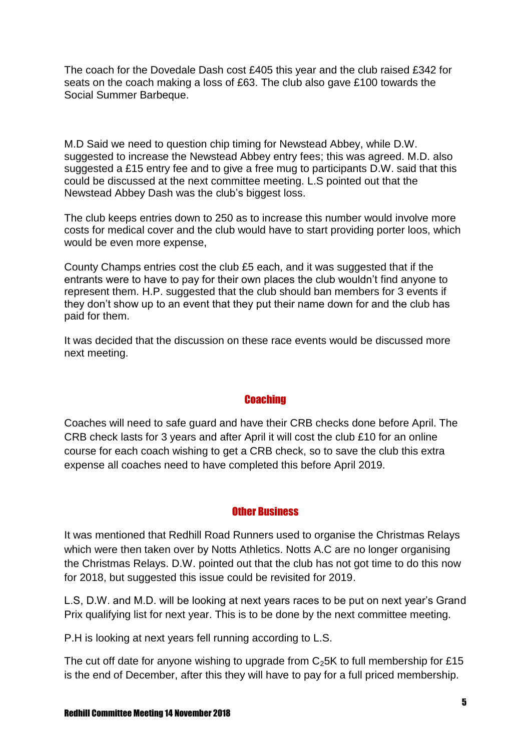The coach for the Dovedale Dash cost £405 this year and the club raised £342 for seats on the coach making a loss of £63. The club also gave £100 towards the Social Summer Barbeque.

M.D Said we need to question chip timing for Newstead Abbey, while D.W. suggested to increase the Newstead Abbey entry fees; this was agreed. M.D. also suggested a £15 entry fee and to give a free mug to participants D.W. said that this could be discussed at the next committee meeting. L.S pointed out that the Newstead Abbey Dash was the club's biggest loss.

The club keeps entries down to 250 as to increase this number would involve more costs for medical cover and the club would have to start providing porter loos, which would be even more expense,

County Champs entries cost the club £5 each, and it was suggested that if the entrants were to have to pay for their own places the club wouldn't find anyone to represent them. H.P. suggested that the club should ban members for 3 events if they don't show up to an event that they put their name down for and the club has paid for them.

It was decided that the discussion on these race events would be discussed more next meeting.

## Coaching

Coaches will need to safe guard and have their CRB checks done before April. The CRB check lasts for 3 years and after April it will cost the club £10 for an online course for each coach wishing to get a CRB check, so to save the club this extra expense all coaches need to have completed this before April 2019.

## Other Business

It was mentioned that Redhill Road Runners used to organise the Christmas Relays which were then taken over by Notts Athletics. Notts A.C are no longer organising the Christmas Relays. D.W. pointed out that the club has not got time to do this now for 2018, but suggested this issue could be revisited for 2019.

L.S, D.W. and M.D. will be looking at next years races to be put on next year's Grand Prix qualifying list for next year. This is to be done by the next committee meeting.

P.H is looking at next years fell running according to L.S.

The cut off date for anyone wishing to upgrade from $C_2$5K to full membership for £15 is the end of December, after this they will have to pay for a full priced membership.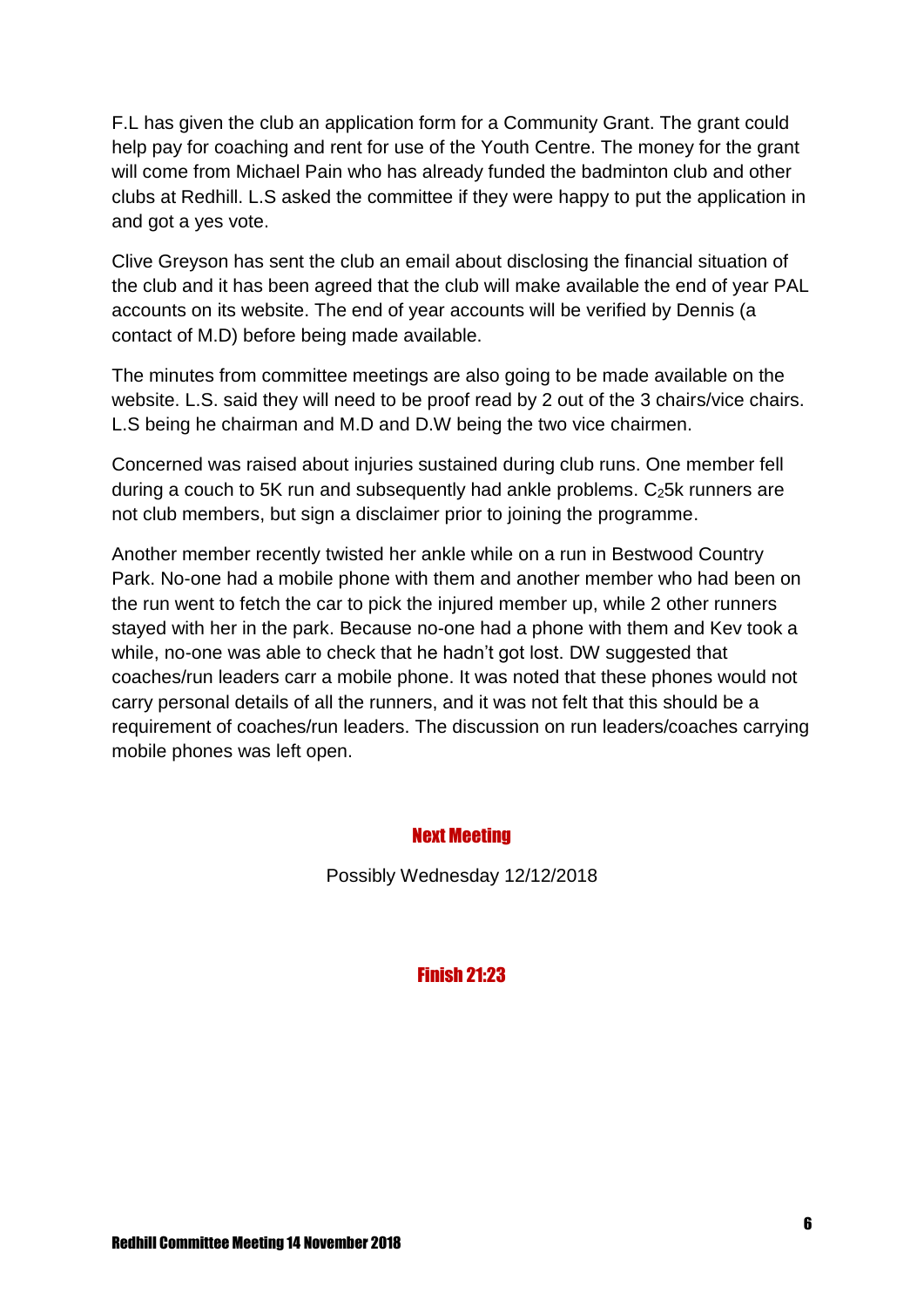F.L has given the club an application form for a Community Grant. The grant could help pay for coaching and rent for use of the Youth Centre. The money for the grant will come from Michael Pain who has already funded the badminton club and other clubs at Redhill. L.S asked the committee if they were happy to put the application in and got a yes vote.

Clive Greyson has sent the club an email about disclosing the financial situation of the club and it has been agreed that the club will make available the end of year PAL accounts on its website. The end of year accounts will be verified by Dennis (a contact of M.D) before being made available.

The minutes from committee meetings are also going to be made available on the website. L.S. said they will need to be proof read by 2 out of the 3 chairs/vice chairs. L.S being he chairman and M.D and D.W being the two vice chairmen.

Concerned was raised about injuries sustained during club runs. One member fell during a couch to 5K run and subsequently had ankle problems. $C_2$5k runners are not club members, but sign a disclaimer prior to joining the programme.

Another member recently twisted her ankle while on a run in Bestwood Country Park. No-one had a mobile phone with them and another member who had been on the run went to fetch the car to pick the injured member up, while 2 other runners stayed with her in the park. Because no-one had a phone with them and Kev took a while, no-one was able to check that he hadn't got lost. DW suggested that coaches/run leaders carr a mobile phone. It was noted that these phones would not carry personal details of all the runners, and it was not felt that this should be a requirement of coaches/run leaders. The discussion on run leaders/coaches carrying mobile phones was left open.

## Next Meeting

Possibly Wednesday 12/12/2018

## Finish 21:23